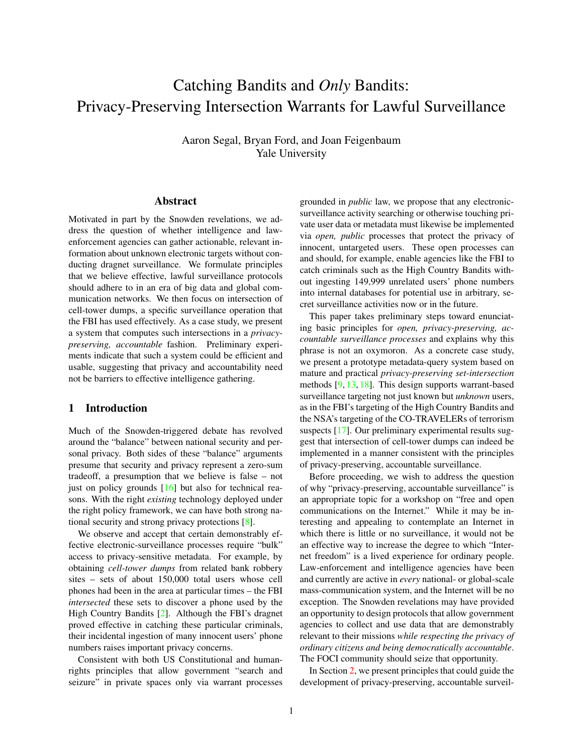# Catching Bandits and *Only* Bandits: Privacy-Preserving Intersection Warrants for Lawful Surveillance

Aaron Segal, Bryan Ford, and Joan Feigenbaum
Yale University

## Abstract

Motivated in part by the Snowden revelations, we address the question of whether intelligence and law-enforcement agencies can gather actionable, relevant information about unknown electronic targets without conducting dragnet surveillance. We formulate principles that we believe effective, lawful surveillance protocols should adhere to in an era of big data and global communication networks. We then focus on intersection of cell-tower dumps, a specific surveillance operation that the FBI has used effectively. As a case study, we present a system that computes such intersections in a *privacy-preserving, accountable* fashion. Preliminary experiments indicate that such a system could be efficient and usable, suggesting that privacy and accountability need not be barriers to effective intelligence gathering.

## 1 Introduction

Much of the Snowden-triggered debate has revolved around the "balance" between national security and personal privacy. Both sides of these "balance" arguments presume that security and privacy represent a zero-sum tradeoff, a presumption that we believe is false – not just on policy grounds [16] but also for technical reasons. With the right *existing* technology deployed under the right policy framework, we can have both strong national security and strong privacy protections [8].

We observe and accept that certain demonstrably effective electronic-surveillance processes require "bulk" access to privacy-sensitive metadata. For example, by obtaining *cell-tower dumps* from related bank robbery sites – sets of about 150,000 total users whose cell phones had been in the area at particular times – the FBI *intersected* these sets to discover a phone used by the High Country Bandits [2]. Although the FBI's dragnet proved effective in catching these particular criminals, their incidental ingestion of many innocent users' phone numbers raises important privacy concerns.

Consistent with both US Constitutional and human-rights principles that allow government "search and seizure" in private spaces only via warrant processes grounded in *public* law, we propose that any electronic-surveillance activity searching or otherwise touching private user data or metadata must likewise be implemented via *open, public* processes that protect the privacy of innocent, untargeted users. These open processes can and should, for example, enable agencies like the FBI to catch criminals such as the High Country Bandits without ingesting 149,999 unrelated users' phone numbers into internal databases for potential use in arbitrary, secret surveillance activities now or in the future.

This paper takes preliminary steps toward enunciating basic principles for *open, privacy-preserving, accountable surveillance processes* and explains why this phrase is not an oxymoron. As a concrete case study, we present a prototype metadata-query system based on mature and practical *privacy-preserving set-intersection* methods [9, 13, 18]. This design supports warrant-based surveillance targeting not just known but *unknown* users, as in the FBI's targeting of the High Country Bandits and the NSA's targeting of the CO-TRAVELERs of terrorism suspects [17]. Our preliminary experimental results suggest that intersection of cell-tower dumps can indeed be implemented in a manner consistent with the principles of privacy-preserving, accountable surveillance.

Before proceeding, we wish to address the question of why "privacy-preserving, accountable surveillance" is an appropriate topic for a workshop on "free and open communications on the Internet." While it may be interesting and appealing to contemplate an Internet in which there is little or no surveillance, it would not be an effective way to increase the degree to which "Internet freedom" is a lived experience for ordinary people. Law-enforcement and intelligence agencies have been and currently are active in *every* national- or global-scale mass-communication system, and the Internet will be no exception. The Snowden revelations may have provided an opportunity to design protocols that allow government agencies to collect and use data that are demonstrably relevant to their missions *while respecting the privacy of ordinary citizens and being democratically accountable*. The FOCI community should seize that opportunity.

In Section 2, we present principles that could guide the development of privacy-preserving, accountable surveil-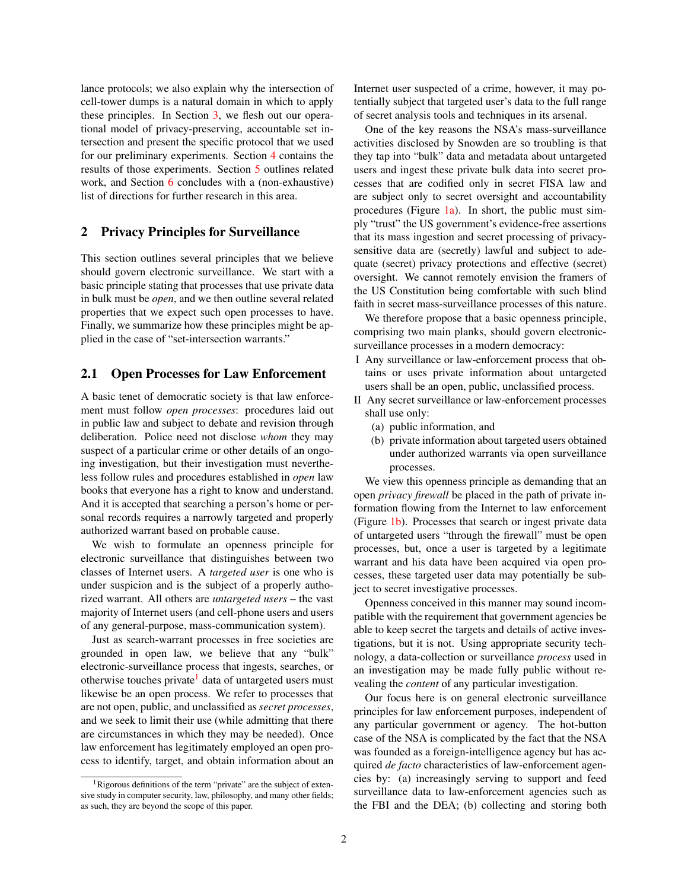lance protocols; we also explain why the intersection of cell-tower dumps is a natural domain in which to apply these principles. In Section 3, we flesh out our operational model of privacy-preserving, accountable set intersection and present the specific protocol that we used for our preliminary experiments. Section 4 contains the results of those experiments. Section 5 outlines related work, and Section 6 concludes with a (non-exhaustive) list of directions for further research in this area.

## 2 Privacy Principles for Surveillance

This section outlines several principles that we believe should govern electronic surveillance. We start with a basic principle stating that processes that use private data in bulk must be *open*, and we then outline several related properties that we expect such open processes to have. Finally, we summarize how these principles might be applied in the case of "set-intersection warrants."

### 2.1 Open Processes for Law Enforcement

A basic tenet of democratic society is that law enforcement must follow *open processes*: procedures laid out in public law and subject to debate and revision through deliberation. Police need not disclose *whom* they may suspect of a particular crime or other details of an ongoing investigation, but their investigation must nevertheless follow rules and procedures established in *open* law books that everyone has a right to know and understand. And it is accepted that searching a person's home or personal records requires a narrowly targeted and properly authorized warrant based on probable cause.

We wish to formulate an openness principle for electronic surveillance that distinguishes between two classes of Internet users. A *targeted user* is one who is under suspicion and is the subject of a properly authorized warrant. All others are *untargeted users* – the vast majority of Internet users (and cell-phone users and users of any general-purpose, mass-communication system).

Just as search-warrant processes in free societies are grounded in open law, we believe that any "bulk" electronic-surveillance process that ingests, searches, or otherwise touches private[1] data of untargeted users must likewise be an open process. We refer to processes that are not open, public, and unclassified as *secret processes*, and we seek to limit their use (while admitting that there are circumstances in which they may be needed). Once law enforcement has legitimately employed an open process to identify, target, and obtain information about an Internet user suspected of a crime, however, it may potentially subject that targeted user's data to the full range of secret analysis tools and techniques in its arsenal.

One of the key reasons the NSA's mass-surveillance activities disclosed by Snowden are so troubling is that they tap into "bulk" data and metadata about untargeted users and ingest these private bulk data into secret processes that are codified only in secret FISA law and are subject only to secret oversight and accountability procedures (Figure 1a). In short, the public must simply "trust" the US government's evidence-free assertions that its mass ingestion and secret processing of privacy-sensitive data are (secretly) lawful and subject to adequate (secret) privacy protections and effective (secret) oversight. We cannot remotely envision the framers of the US Constitution being comfortable with such blind faith in secret mass-surveillance processes of this nature.

We therefore propose that a basic openness principle, comprising two main planks, should govern electronic-surveillance processes in a modern democracy:

I Any surveillance or law-enforcement process that obtains or uses private information about untargeted users shall be an open, public, unclassified process.

II Any secret surveillance or law-enforcement processes shall use only:
   (a) public information, and
   (b) private information about targeted users obtained under authorized warrants via open surveillance processes.

We view this openness principle as demanding that an open *privacy firewall* be placed in the path of private information flowing from the Internet to law enforcement (Figure 1b). Processes that search or ingest private data of untargeted users "through the firewall" must be open processes, but, once a user is targeted by a legitimate warrant and his data have been acquired via open processes, these targeted user data may potentially be subject to secret investigative processes.

Openness conceived in this manner may sound incompatible with the requirement that government agencies be able to keep secret the targets and details of active investigations, but it is not. Using appropriate security technology, a data-collection or surveillance *process* used in an investigation may be made fully public without revealing the *content* of any particular investigation.

Our focus here is on general electronic surveillance principles for law enforcement purposes, independent of any particular government or agency. The hot-button case of the NSA is complicated by the fact that the NSA was founded as a foreign-intelligence agency but has acquired *de facto* characteristics of law-enforcement agencies by: (a) increasingly serving to support and feed surveillance data to law-enforcement agencies such as the FBI and the DEA; (b) collecting and storing both

[1] Rigorous definitions of the term "private" are the subject of extensive study in computer security, law, philosophy, and many other fields; as such, they are beyond the scope of this paper.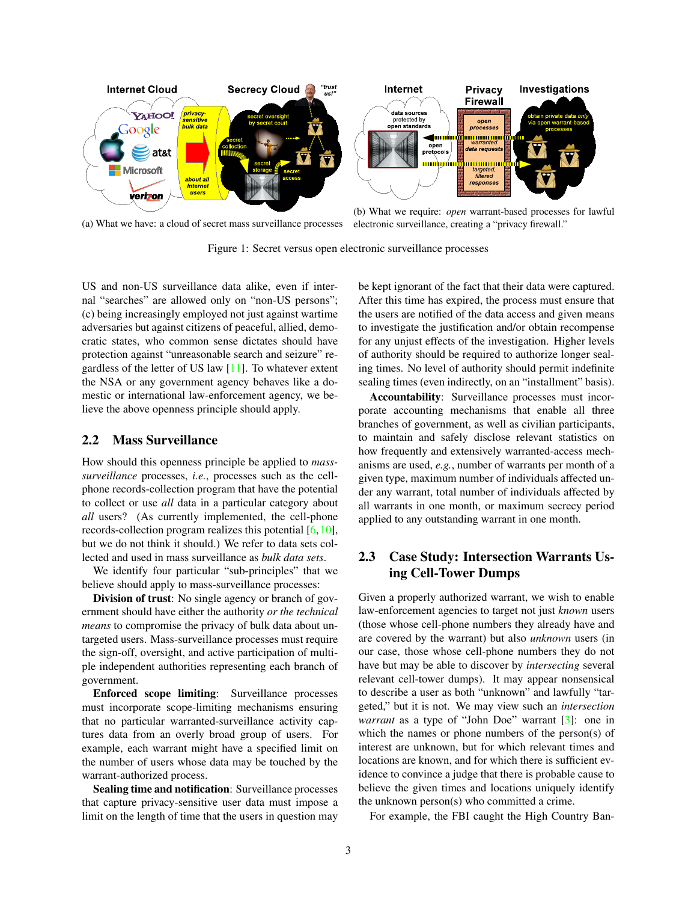(a) What we have: a cloud of secret mass surveillance processes

(b) What we require: *open* warrant-based processes for lawful electronic surveillance, creating a "privacy firewall."

Figure 1: Secret versus open electronic surveillance processes

US and non-US surveillance data alike, even if internal "searches" are allowed only on "non-US persons"; (c) being increasingly employed not just against wartime adversaries but against citizens of peaceful, allied, democratic states, who common sense dictates should have protection against "unreasonable search and seizure" regardless of the letter of US law [11]. To whatever extent the NSA or any government agency behaves like a domestic or international law-enforcement agency, we believe the above openness principle should apply.

## 2.2 Mass Surveillance

How should this openness principle be applied to *mass-surveillance* processes, *i.e.*, processes such as the cell-phone records-collection program that have the potential to collect or use *all* data in a particular category about *all* users? (As currently implemented, the cell-phone records-collection program realizes this potential [6, 10], but we do not think it should.) We refer to data sets collected and used in mass surveillance as *bulk data sets*.

We identify four particular "sub-principles" that we believe should apply to mass-surveillance processes:

**Division of trust**: No single agency or branch of government should have either the authority *or the technical means* to compromise the privacy of bulk data about untargeted users. Mass-surveillance processes must require the sign-off, oversight, and active participation of multiple independent authorities representing each branch of government.

**Enforced scope limiting**: Surveillance processes must incorporate scope-limiting mechanisms ensuring that no particular warranted-surveillance activity captures data from an overly broad group of users. For example, each warrant might have a specified limit on the number of users whose data may be touched by the warrant-authorized process.

**Sealing time and notification**: Surveillance processes that capture privacy-sensitive user data must impose a limit on the length of time that the users in question may be kept ignorant of the fact that their data were captured. After this time has expired, the process must ensure that the users are notified of the data access and given means to investigate the justification and/or obtain recompense for any unjust effects of the investigation. Higher levels of authority should be required to authorize longer sealing times. No level of authority should permit indefinite sealing times (even indirectly, on an "installment" basis).

**Accountability**: Surveillance processes must incorporate accounting mechanisms that enable all three branches of government, as well as civilian participants, to maintain and safely disclose relevant statistics on how frequently and extensively warranted-access mechanisms are used, *e.g.*, number of warrants per month of a given type, maximum number of individuals affected under any warrant, total number of individuals affected by all warrants in one month, or maximum secrecy period applied to any outstanding warrant in one month.

## 2.3 Case Study: Intersection Warrants Using Cell-Tower Dumps

Given a properly authorized warrant, we wish to enable law-enforcement agencies to target not just *known* users (those whose cell-phone numbers they already have and are covered by the warrant) but also *unknown* users (in our case, those whose cell-phone numbers they do not have but may be able to discover by *intersecting* several relevant cell-tower dumps). It may appear nonsensical to describe a user as both "unknown" and lawfully "targeted," but it is not. We may view such an *intersection warrant* as a type of "John Doe" warrant [3]: one in which the names or phone numbers of the person(s) of interest are unknown, but for which relevant times and locations are known, and for which there is sufficient evidence to convince a judge that there is probable cause to believe the given times and locations uniquely identify the unknown person(s) who committed a crime.

For example, the FBI caught the High Country Ban-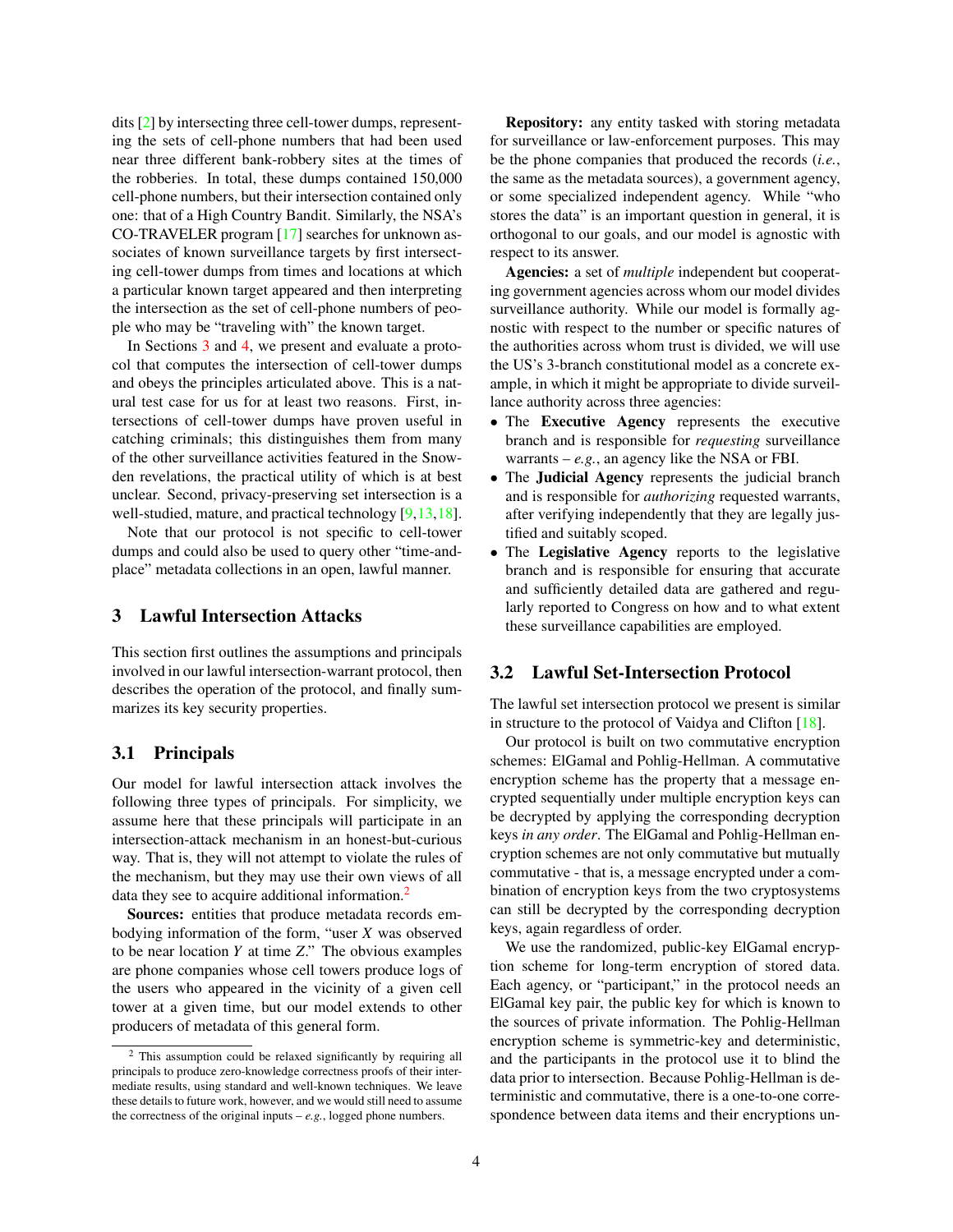dits [2] by intersecting three cell-tower dumps, representing the sets of cell-phone numbers that had been used near three different bank-robbery sites at the times of the robberies. In total, these dumps contained 150,000 cell-phone numbers, but their intersection contained only one: that of a High Country Bandit. Similarly, the NSA's CO-TRAVELER program [17] searches for unknown associates of known surveillance targets by first intersecting cell-tower dumps from times and locations at which a particular known target appeared and then interpreting the intersection as the set of cell-phone numbers of people who may be "traveling with" the known target.

In Sections 3 and 4, we present and evaluate a protocol that computes the intersection of cell-tower dumps and obeys the principles articulated above. This is a natural test case for us for at least two reasons. First, intersections of cell-tower dumps have proven useful in catching criminals; this distinguishes them from many of the other surveillance activities featured in the Snowden revelations, the practical utility of which is at best unclear. Second, privacy-preserving set intersection is a well-studied, mature, and practical technology [9,13,18].

Note that our protocol is not specific to cell-tower dumps and could also be used to query other "time-and-place" metadata collections in an open, lawful manner.

## 3 Lawful Intersection Attacks

This section first outlines the assumptions and principals involved in our lawful intersection-warrant protocol, then describes the operation of the protocol, and finally summarizes its key security properties.

### 3.1 Principals

Our model for lawful intersection attack involves the following three types of principals. For simplicity, we assume here that these principals will participate in an intersection-attack mechanism in an honest-but-curious way. That is, they will not attempt to violate the rules of the mechanism, but they may use their own views of all data they see to acquire additional information.[2]

**Sources:** entities that produce metadata records embodying information of the form, "user $X$ was observed to be near location $Y$ at time $Z$." The obvious examples are phone companies whose cell towers produce logs of the users who appeared in the vicinity of a given cell tower at a given time, but our model extends to other producers of metadata of this general form.

**Repository:** any entity tasked with storing metadata for surveillance or law-enforcement purposes. This may be the phone companies that produced the records (*i.e.*, the same as the metadata sources), a government agency, or some specialized independent agency. While "who stores the data" is an important question in general, it is orthogonal to our goals, and our model is agnostic with respect to its answer.

**Agencies:** a set of *multiple* independent but cooperating government agencies across whom our model divides surveillance authority. While our model is formally agnostic with respect to the number or specific natures of the authorities across whom trust is divided, we will use the US's 3-branch constitutional model as a concrete example, in which it might be appropriate to divide surveillance authority across three agencies:

- The **Executive Agency** represents the executive branch and is responsible for *requesting* surveillance warrants – *e.g.*, an agency like the NSA or FBI.
- The **Judicial Agency** represents the judicial branch and is responsible for *authorizing* requested warrants, after verifying independently that they are legally justified and suitably scoped.
- The **Legislative Agency** reports to the legislative branch and is responsible for ensuring that accurate and sufficiently detailed data are gathered and regularly reported to Congress on how and to what extent these surveillance capabilities are employed.

### 3.2 Lawful Set-Intersection Protocol

The lawful set intersection protocol we present is similar in structure to the protocol of Vaidya and Clifton [18].

Our protocol is built on two commutative encryption schemes: ElGamal and Pohlig-Hellman. A commutative encryption scheme has the property that a message encrypted sequentially under multiple encryption keys can be decrypted by applying the corresponding decryption keys *in any order*. The ElGamal and Pohlig-Hellman encryption schemes are not only commutative but mutually commutative - that is, a message encrypted under a combination of encryption keys from the two cryptosystems can still be decrypted by the corresponding decryption keys, again regardless of order.

We use the randomized, public-key ElGamal encryption scheme for long-term encryption of stored data. Each agency, or "participant," in the protocol needs an ElGamal key pair, the public key for which is known to the sources of private information. The Pohlig-Hellman encryption scheme is symmetric-key and deterministic, and the participants in the protocol use it to blind the data prior to intersection. Because Pohlig-Hellman is deterministic and commutative, there is a one-to-one correspondence between data items and their encryptions un-

[2] This assumption could be relaxed significantly by requiring all principals to produce zero-knowledge correctness proofs of their intermediate results, using standard and well-known techniques. We leave these details to future work, however, and we would still need to assume the correctness of the original inputs – *e.g.*, logged phone numbers.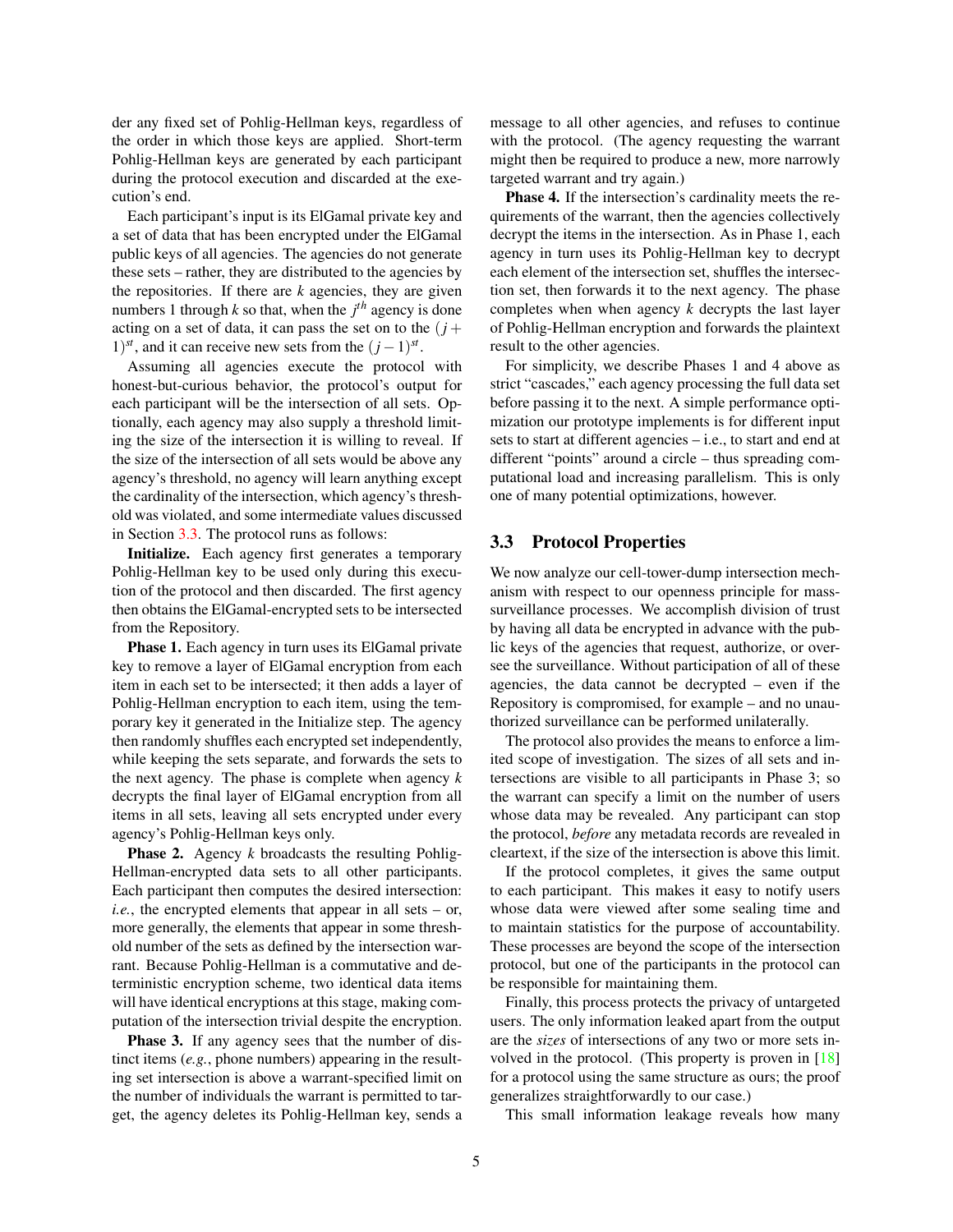der any fixed set of Pohlig-Hellman keys, regardless of the order in which those keys are applied. Short-term Pohlig-Hellman keys are generated by each participant during the protocol execution and discarded at the execution's end.

Each participant's input is its ElGamal private key and a set of data that has been encrypted under the ElGamal public keys of all agencies. The agencies do not generate these sets – rather, they are distributed to the agencies by the repositories. If there are $k$ agencies, they are given numbers 1 through $k$ so that, when the $j^{th}$ agency is done acting on a set of data, it can pass the set on to the $(j+1)^{st}$, and it can receive new sets from the $(j-1)^{st}$.

Assuming all agencies execute the protocol with honest-but-curious behavior, the protocol's output for each participant will be the intersection of all sets. Optionally, each agency may also supply a threshold limiting the size of the intersection it is willing to reveal. If the size of the intersection of all sets would be above any agency's threshold, no agency will learn anything except the cardinality of the intersection, which agency's threshold was violated, and some intermediate values discussed in Section 3.3. The protocol runs as follows:

**Initialize.** Each agency first generates a temporary Pohlig-Hellman key to be used only during this execution of the protocol and then discarded. The first agency then obtains the ElGamal-encrypted sets to be intersected from the Repository.

**Phase 1.** Each agency in turn uses its ElGamal private key to remove a layer of ElGamal encryption from each item in each set to be intersected; it then adds a layer of Pohlig-Hellman encryption to each item, using the temporary key it generated in the Initialize step. The agency then randomly shuffles each encrypted set independently, while keeping the sets separate, and forwards the sets to the next agency. The phase is complete when agency $k$ decrypts the final layer of ElGamal encryption from all items in all sets, leaving all sets encrypted under every agency's Pohlig-Hellman keys only.

**Phase 2.** Agency $k$ broadcasts the resulting Pohlig-Hellman-encrypted data sets to all other participants. Each participant then computes the desired intersection: *i.e.*, the encrypted elements that appear in all sets – or, more generally, the elements that appear in some threshold number of the sets as defined by the intersection warrant. Because Pohlig-Hellman is a commutative and deterministic encryption scheme, two identical data items will have identical encryptions at this stage, making computation of the intersection trivial despite the encryption.

**Phase 3.** If any agency sees that the number of distinct items (*e.g.*, phone numbers) appearing in the resulting set intersection is above a warrant-specified limit on the number of individuals the warrant is permitted to target, the agency deletes its Pohlig-Hellman key, sends a message to all other agencies, and refuses to continue with the protocol. (The agency requesting the warrant might then be required to produce a new, more narrowly targeted warrant and try again.)

**Phase 4.** If the intersection's cardinality meets the requirements of the warrant, then the agencies collectively decrypt the items in the intersection. As in Phase 1, each agency in turn uses its Pohlig-Hellman key to decrypt each element of the intersection set, shuffles the intersection set, then forwards it to the next agency. The phase completes when when agency $k$ decrypts the last layer of Pohlig-Hellman encryption and forwards the plaintext result to the other agencies.

For simplicity, we describe Phases 1 and 4 above as strict "cascades," each agency processing the full data set before passing it to the next. A simple performance optimization our prototype implements is for different input sets to start at different agencies – i.e., to start and end at different "points" around a circle – thus spreading computational load and increasing parallelism. This is only one of many potential optimizations, however.

## 3.3 Protocol Properties

We now analyze our cell-tower-dump intersection mechanism with respect to our openness principle for mass-surveillance processes. We accomplish division of trust by having all data be encrypted in advance with the public keys of the agencies that request, authorize, or oversee the surveillance. Without participation of all of these agencies, the data cannot be decrypted – even if the Repository is compromised, for example – and no unauthorized surveillance can be performed unilaterally.

The protocol also provides the means to enforce a limited scope of investigation. The sizes of all sets and intersections are visible to all participants in Phase 3; so the warrant can specify a limit on the number of users whose data may be revealed. Any participant can stop the protocol, *before* any metadata records are revealed in cleartext, if the size of the intersection is above this limit.

If the protocol completes, it gives the same output to each participant. This makes it easy to notify users whose data were viewed after some sealing time and to maintain statistics for the purpose of accountability. These processes are beyond the scope of the intersection protocol, but one of the participants in the protocol can be responsible for maintaining them.

Finally, this process protects the privacy of untargeted users. The only information leaked apart from the output are the *sizes* of intersections of any two or more sets involved in the protocol. (This property is proven in [18] for a protocol using the same structure as ours; the proof generalizes straightforwardly to our case.)

This small information leakage reveals how many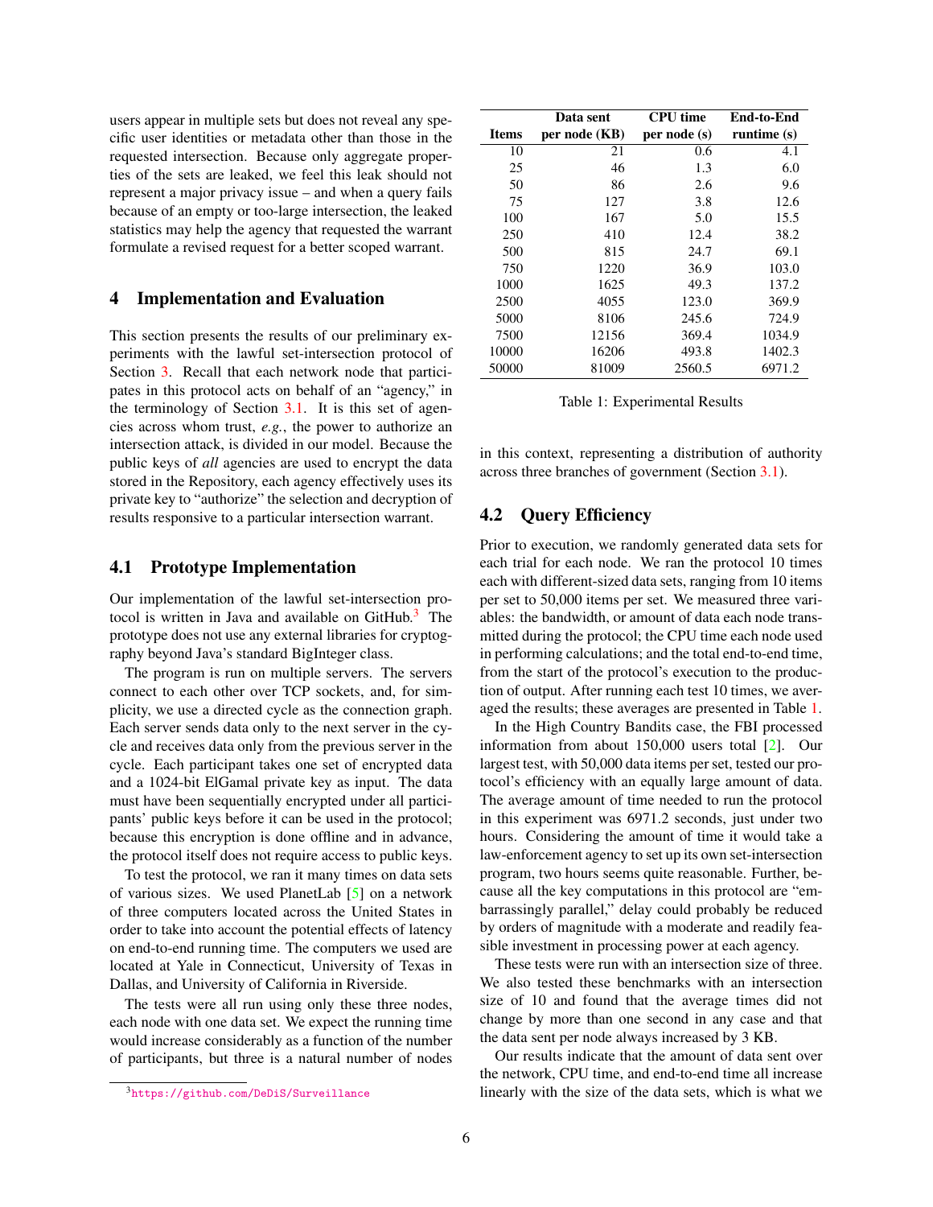users appear in multiple sets but does not reveal any specific user identities or metadata other than those in the requested intersection. Because only aggregate properties of the sets are leaked, we feel this leak should not represent a major privacy issue – and when a query fails because of an empty or too-large intersection, the leaked statistics may help the agency that requested the warrant formulate a revised request for a better scoped warrant.

## 4 Implementation and Evaluation

This section presents the results of our preliminary experiments with the lawful set-intersection protocol of Section 3. Recall that each network node that participates in this protocol acts on behalf of an "agency," in the terminology of Section 3.1. It is this set of agencies across whom trust, *e.g.*, the power to authorize an intersection attack, is divided in our model. Because the public keys of *all* agencies are used to encrypt the data stored in the Repository, each agency effectively uses its private key to "authorize" the selection and decryption of results responsive to a particular intersection warrant.

### 4.1 Prototype Implementation

Our implementation of the lawful set-intersection protocol is written in Java and available on GitHub.[3] The prototype does not use any external libraries for cryptography beyond Java's standard BigInteger class.

The program is run on multiple servers. The servers connect to each other over TCP sockets, and, for simplicity, we use a directed cycle as the connection graph. Each server sends data only to the next server in the cycle and receives data only from the previous server in the cycle. Each participant takes one set of encrypted data and a 1024-bit ElGamal private key as input. The data must have been sequentially encrypted under all participants' public keys before it can be used in the protocol; because this encryption is done offline and in advance, the protocol itself does not require access to public keys.

To test the protocol, we ran it many times on data sets of various sizes. We used PlanetLab [5] on a network of three computers located across the United States in order to take into account the potential effects of latency on end-to-end running time. The computers we used are located at Yale in Connecticut, University of Texas in Dallas, and University of California in Riverside.

The tests were all run using only these three nodes, each node with one data set. We expect the running time would increase considerably as a function of the number of participants, but three is a natural number of nodes in this context, representing a distribution of authority across three branches of government (Section 3.1).

| Items | Data sent per node (KB) | CPU time per node (s) | End-to-End runtime (s) |
|---|---|---|---|
| 10 | 21 | 0.6 | 4.1 |
| 25 | 46 | 1.3 | 6.0 |
| 50 | 86 | 2.6 | 9.6 |
| 75 | 127 | 3.8 | 12.6 |
| 100 | 167 | 5.0 | 15.5 |
| 250 | 410 | 12.4 | 38.2 |
| 500 | 815 | 24.7 | 69.1 |
| 750 | 1220 | 36.9 | 103.0 |
| 1000 | 1625 | 49.3 | 137.2 |
| 2500 | 4055 | 123.0 | 369.9 |
| 5000 | 8106 | 245.6 | 724.9 |
| 7500 | 12156 | 369.4 | 1034.9 |
| 10000 | 16206 | 493.8 | 1402.3 |
| 50000 | 81009 | 2560.5 | 6971.2 |

Table 1: Experimental Results

### 4.2 Query Efficiency

Prior to execution, we randomly generated data sets for each trial for each node. We ran the protocol 10 times each with different-sized data sets, ranging from 10 items per set to 50,000 items per set. We measured three variables: the bandwidth, or amount of data each node transmitted during the protocol; the CPU time each node used in performing calculations; and the total end-to-end time, from the start of the protocol's execution to the production of output. After running each test 10 times, we averaged the results; these averages are presented in Table 1.

In the High Country Bandits case, the FBI processed information from about 150,000 users total [2]. Our largest test, with 50,000 data items per set, tested our protocol's efficiency with an equally large amount of data. The average amount of time needed to run the protocol in this experiment was 6971.2 seconds, just under two hours. Considering the amount of time it would take a law-enforcement agency to set up its own set-intersection program, two hours seems quite reasonable. Further, because all the key computations in this protocol are "embarrassingly parallel," delay could probably be reduced by orders of magnitude with a moderate and readily feasible investment in processing power at each agency.

These tests were run with an intersection size of three. We also tested these benchmarks with an intersection size of 10 and found that the average times did not change by more than one second in any case and that the data sent per node always increased by 3 KB.

Our results indicate that the amount of data sent over the network, CPU time, and end-to-end time all increase linearly with the size of the data sets, which is what we

[3] https://github.com/DeDiS/Surveillance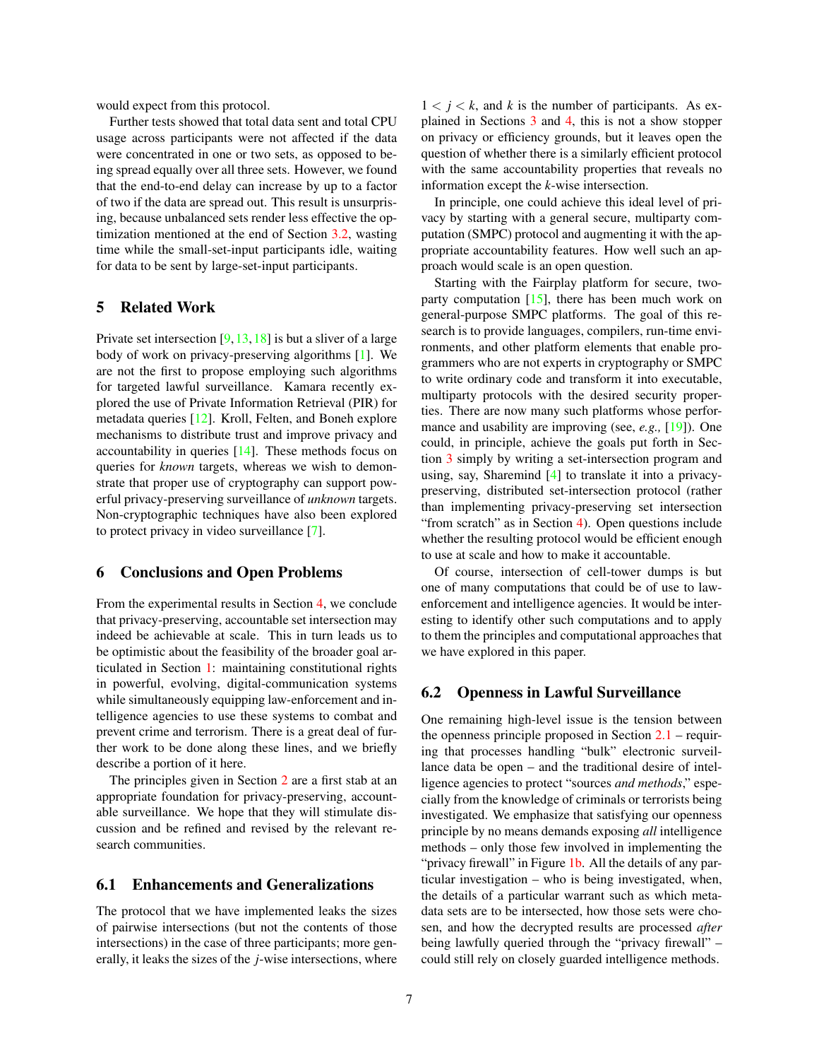would expect from this protocol.

Further tests showed that total data sent and total CPU usage across participants were not affected if the data were concentrated in one or two sets, as opposed to being spread equally over all three sets. However, we found that the end-to-end delay can increase by up to a factor of two if the data are spread out. This result is unsurprising, because unbalanced sets render less effective the optimization mentioned at the end of Section 3.2, wasting time while the small-set-input participants idle, waiting for data to be sent by large-set-input participants.

## 5 Related Work

Private set intersection [9, 13, 18] is but a sliver of a large body of work on privacy-preserving algorithms [1]. We are not the first to propose employing such algorithms for targeted lawful surveillance. Kamara recently explored the use of Private Information Retrieval (PIR) for metadata queries [12]. Kroll, Felten, and Boneh explore mechanisms to distribute trust and improve privacy and accountability in queries [14]. These methods focus on queries for *known* targets, whereas we wish to demonstrate that proper use of cryptography can support powerful privacy-preserving surveillance of *unknown* targets. Non-cryptographic techniques have also been explored to protect privacy in video surveillance [7].

## 6 Conclusions and Open Problems

From the experimental results in Section 4, we conclude that privacy-preserving, accountable set intersection may indeed be achievable at scale. This in turn leads us to be optimistic about the feasibility of the broader goal articulated in Section 1: maintaining constitutional rights in powerful, evolving, digital-communication systems while simultaneously equipping law-enforcement and intelligence agencies to use these systems to combat and prevent crime and terrorism. There is a great deal of further work to be done along these lines, and we briefly describe a portion of it here.

The principles given in Section 2 are a first stab at an appropriate foundation for privacy-preserving, accountable surveillance. We hope that they will stimulate discussion and be refined and revised by the relevant research communities.

### 6.1 Enhancements and Generalizations

The protocol that we have implemented leaks the sizes of pairwise intersections (but not the contents of those intersections) in the case of three participants; more generally, it leaks the sizes of the $j$-wise intersections, where $1 < j < k$, and $k$ is the number of participants. As explained in Sections 3 and 4, this is not a show stopper on privacy or efficiency grounds, but it leaves open the question of whether there is a similarly efficient protocol with the same accountability properties that reveals no information except the $k$-wise intersection.

In principle, one could achieve this ideal level of privacy by starting with a general secure, multiparty computation (SMPC) protocol and augmenting it with the appropriate accountability features. How well such an approach would scale is an open question.

Starting with the Fairplay platform for secure, two-party computation [15], there has been much work on general-purpose SMPC platforms. The goal of this research is to provide languages, compilers, run-time environments, and other platform elements that enable programmers who are not experts in cryptography or SMPC to write ordinary code and transform it into executable, multiparty protocols with the desired security properties. There are now many such platforms whose performance and usability are improving (see, *e.g.,* [19]). One could, in principle, achieve the goals put forth in Section 3 simply by writing a set-intersection program and using, say, Sharemind [4] to translate it into a privacy-preserving, distributed set-intersection protocol (rather than implementing privacy-preserving set intersection "from scratch" as in Section 4). Open questions include whether the resulting protocol would be efficient enough to use at scale and how to make it accountable.

Of course, intersection of cell-tower dumps is but one of many computations that could be of use to law-enforcement and intelligence agencies. It would be interesting to identify other such computations and to apply to them the principles and computational approaches that we have explored in this paper.

### 6.2 Openness in Lawful Surveillance

One remaining high-level issue is the tension between the openness principle proposed in Section 2.1 – requiring that processes handling "bulk" electronic surveillance data be open – and the traditional desire of intelligence agencies to protect "sources *and methods*," especially from the knowledge of criminals or terrorists being investigated. We emphasize that satisfying our openness principle by no means demands exposing *all* intelligence methods – only those few involved in implementing the "privacy firewall" in Figure 1b. All the details of any particular investigation – who is being investigated, when, the details of a particular warrant such as which metadata sets are to be intersected, how those sets were chosen, and how the decrypted results are processed *after* being lawfully queried through the "privacy firewall" – could still rely on closely guarded intelligence methods.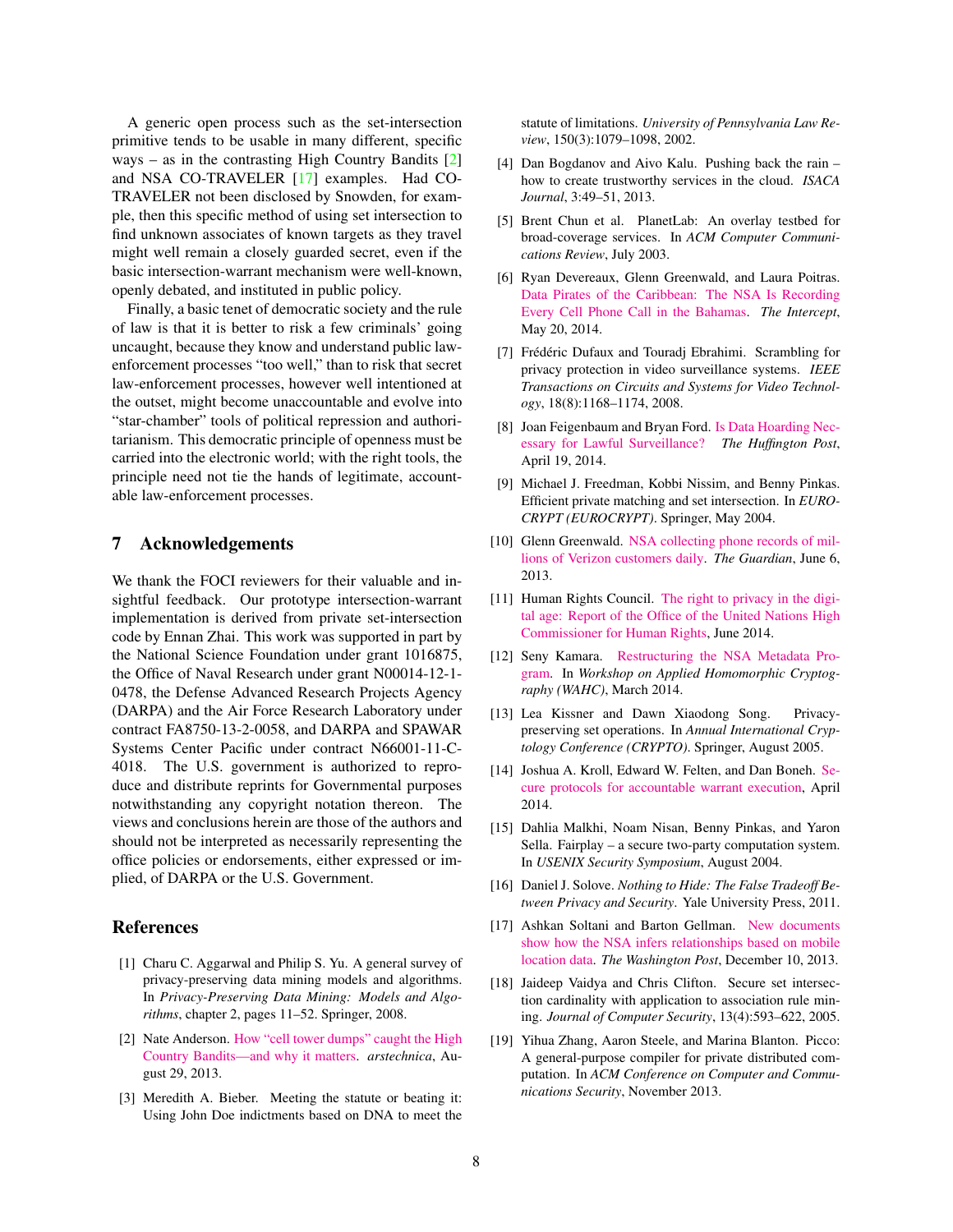A generic open process such as the set-intersection primitive tends to be usable in many different, specific ways – as in the contrasting High Country Bandits [2] and NSA CO-TRAVELER [17] examples. Had CO-TRAVELER not been disclosed by Snowden, for example, then this specific method of using set intersection to find unknown associates of known targets as they travel might well remain a closely guarded secret, even if the basic intersection-warrant mechanism were well-known, openly debated, and instituted in public policy.

Finally, a basic tenet of democratic society and the rule of law is that it is better to risk a few criminals' going uncaught, because they know and understand public law-enforcement processes "too well," than to risk that secret law-enforcement processes, however well intentioned at the outset, might become unaccountable and evolve into "star-chamber" tools of political repression and authoritarianism. This democratic principle of openness must be carried into the electronic world; with the right tools, the principle need not tie the hands of legitimate, accountable law-enforcement processes.

## 7 Acknowledgements

We thank the FOCI reviewers for their valuable and insightful feedback. Our prototype intersection-warrant implementation is derived from private set-intersection code by Ennan Zhai. This work was supported in part by the National Science Foundation under grant 1016875, the Office of Naval Research under grant N00014-12-1-0478, the Defense Advanced Research Projects Agency (DARPA) and the Air Force Research Laboratory under contract FA8750-13-2-0058, and DARPA and SPAWAR Systems Center Pacific under contract N66001-11-C-4018. The U.S. government is authorized to reproduce and distribute reprints for Governmental purposes notwithstanding any copyright notation thereon. The views and conclusions herein are those of the authors and should not be interpreted as necessarily representing the office policies or endorsements, either expressed or implied, of DARPA or the U.S. Government.

## References

[1] Charu C. Aggarwal and Philip S. Yu. A general survey of privacy-preserving data mining models and algorithms. In *Privacy-Preserving Data Mining: Models and Algorithms*, chapter 2, pages 11–52. Springer, 2008.

[2] Nate Anderson. How "cell tower dumps" caught the High Country Bandits—and why it matters. *arstechnica*, August 29, 2013.

[3] Meredith A. Bieber. Meeting the statute or beating it: Using John Doe indictments based on DNA to meet the statute of limitations. *University of Pennsylvania Law Review*, 150(3):1079–1098, 2002.

[4] Dan Bogdanov and Aivo Kalu. Pushing back the rain – how to create trustworthy services in the cloud. *ISACA Journal*, 3:49–51, 2013.

[5] Brent Chun et al. PlanetLab: An overlay testbed for broad-coverage services. In *ACM Computer Communications Review*, July 2003.

[6] Ryan Devereaux, Glenn Greenwald, and Laura Poitras. Data Pirates of the Caribbean: The NSA Is Recording Every Cell Phone Call in the Bahamas. *The Intercept*, May 20, 2014.

[7] Frédéric Dufaux and Touradj Ebrahimi. Scrambling for privacy protection in video surveillance systems. *IEEE Transactions on Circuits and Systems for Video Technology*, 18(8):1168–1174, 2008.

[8] Joan Feigenbaum and Bryan Ford. Is Data Hoarding Necessary for Lawful Surveillance? *The Huffington Post*, April 19, 2014.

[9] Michael J. Freedman, Kobbi Nissim, and Benny Pinkas. Efficient private matching and set intersection. In *EUROCRYPT (EUROCRYPT)*. Springer, May 2004.

[10] Glenn Greenwald. NSA collecting phone records of millions of Verizon customers daily. *The Guardian*, June 6, 2013.

[11] Human Rights Council. The right to privacy in the digital age: Report of the Office of the United Nations High Commissioner for Human Rights, June 2014.

[12] Seny Kamara. Restructuring the NSA Metadata Program. In *Workshop on Applied Homomorphic Cryptography (WAHC)*, March 2014.

[13] Lea Kissner and Dawn Xiaodong Song. Privacy-preserving set operations. In *Annual International Cryptology Conference (CRYPTO)*. Springer, August 2005.

[14] Joshua A. Kroll, Edward W. Felten, and Dan Boneh. Secure protocols for accountable warrant execution, April 2014.

[15] Dahlia Malkhi, Noam Nisan, Benny Pinkas, and Yaron Sella. Fairplay – a secure two-party computation system. In *USENIX Security Symposium*, August 2004.

[16] Daniel J. Solove. *Nothing to Hide: The False Tradeoff Between Privacy and Security*. Yale University Press, 2011.

[17] Ashkan Soltani and Barton Gellman. New documents show how the NSA infers relationships based on mobile location data. *The Washington Post*, December 10, 2013.

[18] Jaideep Vaidya and Chris Clifton. Secure set intersection cardinality with application to association rule mining. *Journal of Computer Security*, 13(4):593–622, 2005.

[19] Yihua Zhang, Aaron Steele, and Marina Blanton. Picco: A general-purpose compiler for private distributed computation. In *ACM Conference on Computer and Communications Security*, November 2013.